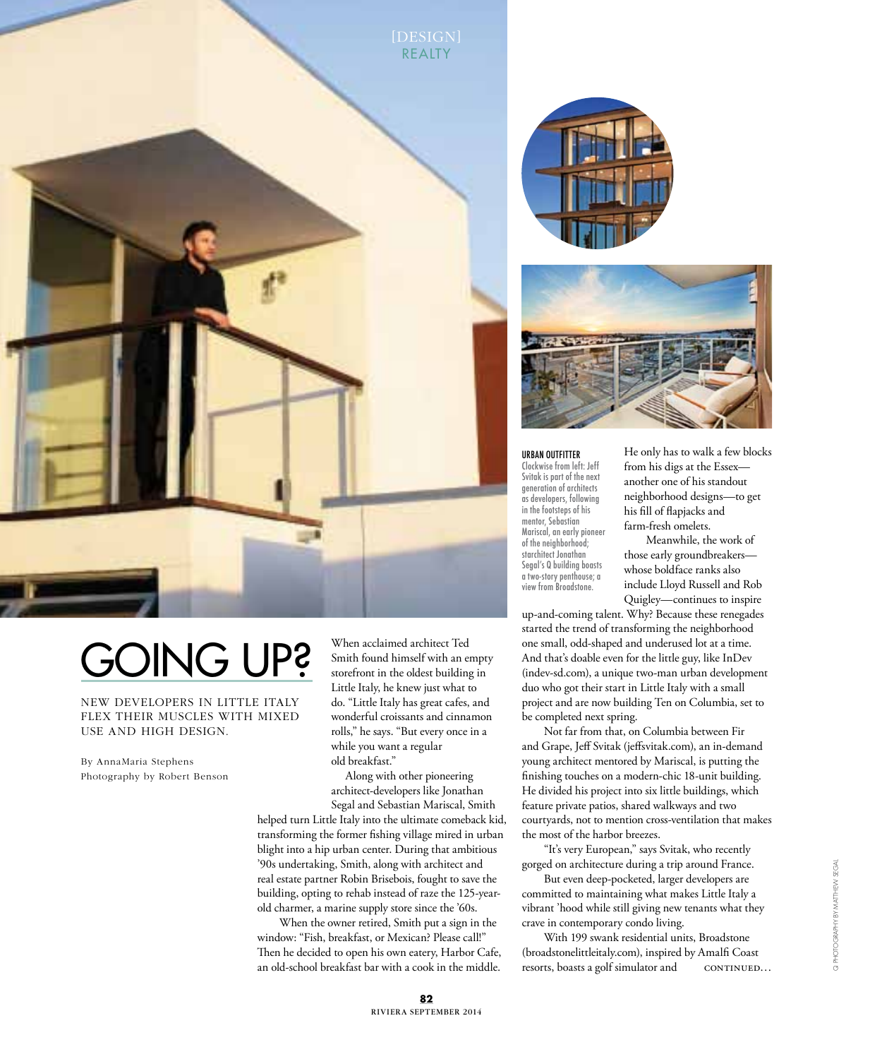[DESIGN]
REALTY

# GOING UP?

NEW DEVELOPERS IN LITTLE ITALY FLEX THEIR MUSCLES WITH MIXED USE AND HIGH DESIGN.

By AnnaMaria Stephens
Photography by Robert Benson

When acclaimed architect Ted Smith found himself with an empty storefront in the oldest building in Little Italy, he knew just what to do. "Little Italy has great cafes, and wonderful croissants and cinnamon rolls," he says. "But every once in a while you want a regular old breakfast."

Along with other pioneering architect-developers like Jonathan Segal and Sebastian Mariscal, Smith helped turn Little Italy into the ultimate comeback kid, transforming the former fishing village mired in urban blight into a hip urban center. During that ambitious '90s undertaking, Smith, along with architect and real estate partner Robin Brisebois, fought to save the building, opting to rehab instead of raze the 125-year-old charmer, a marine supply store since the '60s.

When the owner retired, Smith put a sign in the window: "Fish, breakfast, or Mexican? Please call!" Then he decided to open his own eatery, Harbor Cafe, an old-school breakfast bar with a cook in the middle. He only has to walk a few blocks from his digs at the Essex—another one of his standout neighborhood designs—to get his fill of flapjacks and farm-fresh omelets.

Meanwhile, the work of those early groundbreakers—whose boldface ranks also include Lloyd Russell and Rob Quigley—continues to inspire up-and-coming talent. Why? Because these renegades started the trend of transforming the neighborhood one small, odd-shaped and underused lot at a time. And that's doable even for the little guy, like InDev (indev-sd.com), a unique two-man urban development duo who got their start in Little Italy with a small project and are now building Ten on Columbia, set to be completed next spring.

Not far from that, on Columbia between Fir and Grape, Jeff Svitak (jeffsvitak.com), an in-demand young architect mentored by Mariscal, is putting the finishing touches on a modern-chic 18-unit building. He divided his project into six little buildings, which feature private patios, shared walkways and two courtyards, not to mention cross-ventilation that makes the most of the harbor breezes.

"It's very European," says Svitak, who recently gorged on architecture during a trip around France.

But even deep-pocketed, larger developers are committed to maintaining what makes Little Italy a vibrant 'hood while still giving new tenants what they crave in contemporary condo living.

With 199 swank residential units, Broadstone (broadstonelittleitaly.com), inspired by Amalfi Coast resorts, boasts a golf simulator and CONTINUED…

**URBAN OUTFITTER**
Clockwise from left: Jeff Svitak is part of the next generation of architects as developers, following in the footsteps of his mentor, Sebastian Mariscal, an early pioneer of the neighborhood; starchitect Jonathan Segal's Q building boasts a two-story penthouse; a view from Broadstone.

Q PHOTOGRAPHY BY MATTHEW SEGAL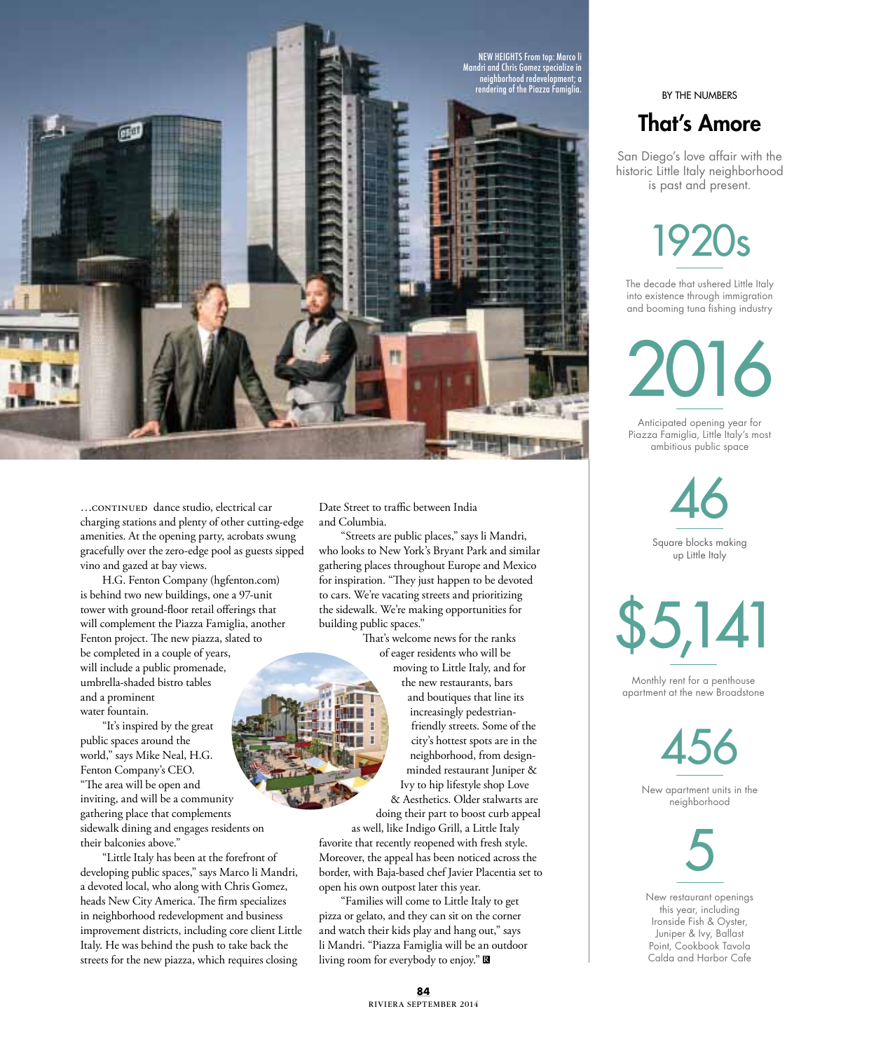NEW HEIGHTS From top: Marco li Mandri and Chris Gomez specialize in neighborhood redevelopment; a rendering of the Piazza Famiglia.

…CONTINUED dance studio, electrical car charging stations and plenty of other cutting-edge amenities. At the opening party, acrobats swung gracefully over the zero-edge pool as guests sipped vino and gazed at bay views.

H.G. Fenton Company (hgfenton.com) is behind two new buildings, one a 97-unit tower with ground-floor retail offerings that will complement the Piazza Famiglia, another Fenton project. The new piazza, slated to be completed in a couple of years, will include a public promenade, umbrella-shaded bistro tables and a prominent water fountain.

"It's inspired by the great public spaces around the world," says Mike Neal, H.G. Fenton Company's CEO. "The area will be open and inviting, and will be a community gathering place that complements sidewalk dining and engages residents on their balconies above."

"Little Italy has been at the forefront of developing public spaces," says Marco li Mandri, a devoted local, who along with Chris Gomez, heads New City America. The firm specializes in neighborhood redevelopment and business improvement districts, including core client Little Italy. He was behind the push to take back the streets for the new piazza, which requires closing Date Street to traffic between India and Columbia.

"Streets are public places," says li Mandri, who looks to New York's Bryant Park and similar gathering places throughout Europe and Mexico for inspiration. "They just happen to be devoted to cars. We're vacating streets and prioritizing the sidewalk. We're making opportunities for building public spaces."

That's welcome news for the ranks of eager residents who will be moving to Little Italy, and for the new restaurants, bars and boutiques that line its increasingly pedestrian-friendly streets. Some of the city's hottest spots are in the neighborhood, from design-minded restaurant Juniper & Ivy to hip lifestyle shop Love & Aesthetics. Older stalwarts are doing their part to boost curb appeal as well, like Indigo Grill, a Little Italy favorite that recently reopened with fresh style. Moreover, the appeal has been noticed across the border, with Baja-based chef Javier Placentia set to open his own outpost later this year.

"Families will come to Little Italy to get pizza or gelato, and they can sit on the corner and watch their kids play and hang out," says li Mandri. "Piazza Famiglia will be an outdoor living room for everybody to enjoy." R

BY THE NUMBERS

## That's Amore

San Diego's love affair with the historic Little Italy neighborhood is past and present.

**1920s**

The decade that ushered Little Italy into existence through immigration and booming tuna fishing industry

**2016**

Anticipated opening year for Piazza Famiglia, Little Italy's most ambitious public space

**46**

Square blocks making up Little Italy

**$5,141**

Monthly rent for a penthouse apartment at the new Broadstone

**456**

New apartment units in the neighborhood

**5**

New restaurant openings this year, including Ironside Fish & Oyster, Juniper & Ivy, Ballast Point, Cookbook Tavola Calda and Harbor Cafe